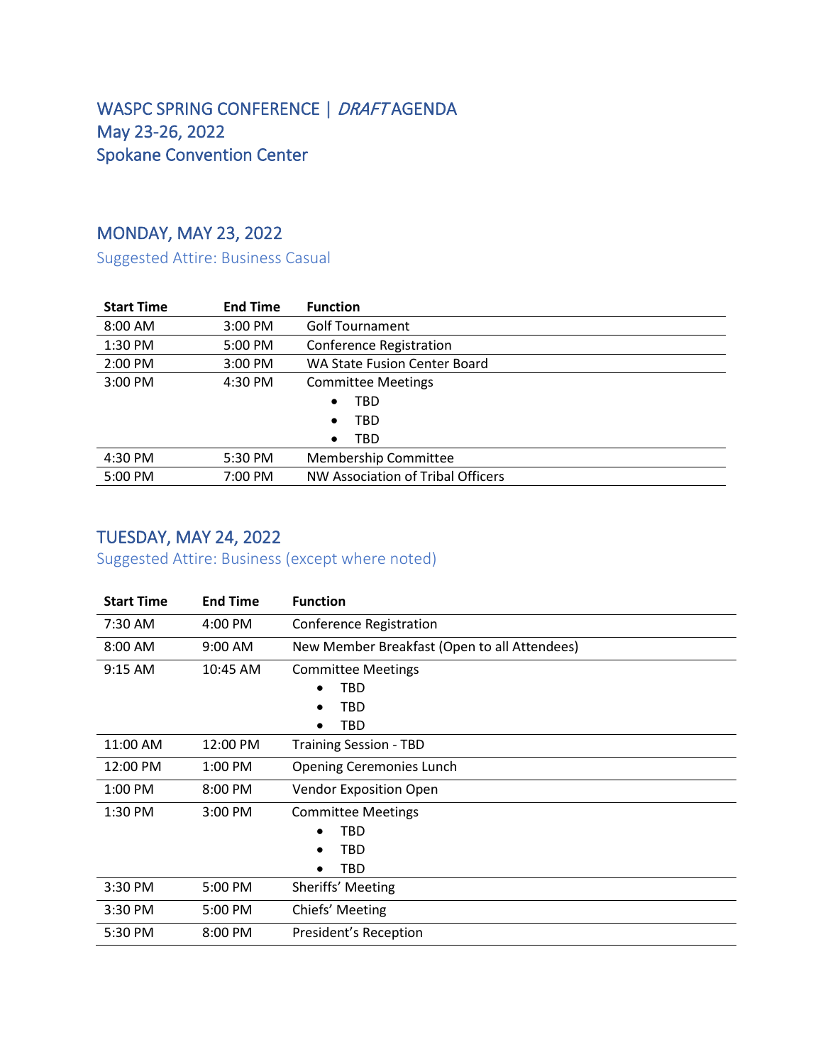# WASPC SPRING CONFERENCE | *DRAFT* AGENDA
# May 23-26, 2022
# Spokane Convention Center

## MONDAY, MAY 23, 2022

Suggested Attire: Business Casual

| Start Time | End Time | Function |
|---|---|---|
| 8:00 AM | 3:00 PM | Golf Tournament |
| 1:30 PM | 5:00 PM | Conference Registration |
| 2:00 PM | 3:00 PM | WA State Fusion Center Board |
| 3:00 PM | 4:30 PM | Committee Meetings<br>• TBD<br>• TBD<br>• TBD |
| 4:30 PM | 5:30 PM | Membership Committee |
| 5:00 PM | 7:00 PM | NW Association of Tribal Officers |

## TUESDAY, MAY 24, 2022

Suggested Attire: Business (except where noted)

| Start Time | End Time | Function |
|---|---|---|
| 7:30 AM | 4:00 PM | Conference Registration |
| 8:00 AM | 9:00 AM | New Member Breakfast (Open to all Attendees) |
| 9:15 AM | 10:45 AM | Committee Meetings<br>• TBD<br>• TBD<br>• TBD |
| 11:00 AM | 12:00 PM | Training Session - TBD |
| 12:00 PM | 1:00 PM | Opening Ceremonies Lunch |
| 1:00 PM | 8:00 PM | Vendor Exposition Open |
| 1:30 PM | 3:00 PM | Committee Meetings<br>• TBD<br>• TBD<br>• TBD |
| 3:30 PM | 5:00 PM | Sheriffs' Meeting |
| 3:30 PM | 5:00 PM | Chiefs' Meeting |
| 5:30 PM | 8:00 PM | President's Reception |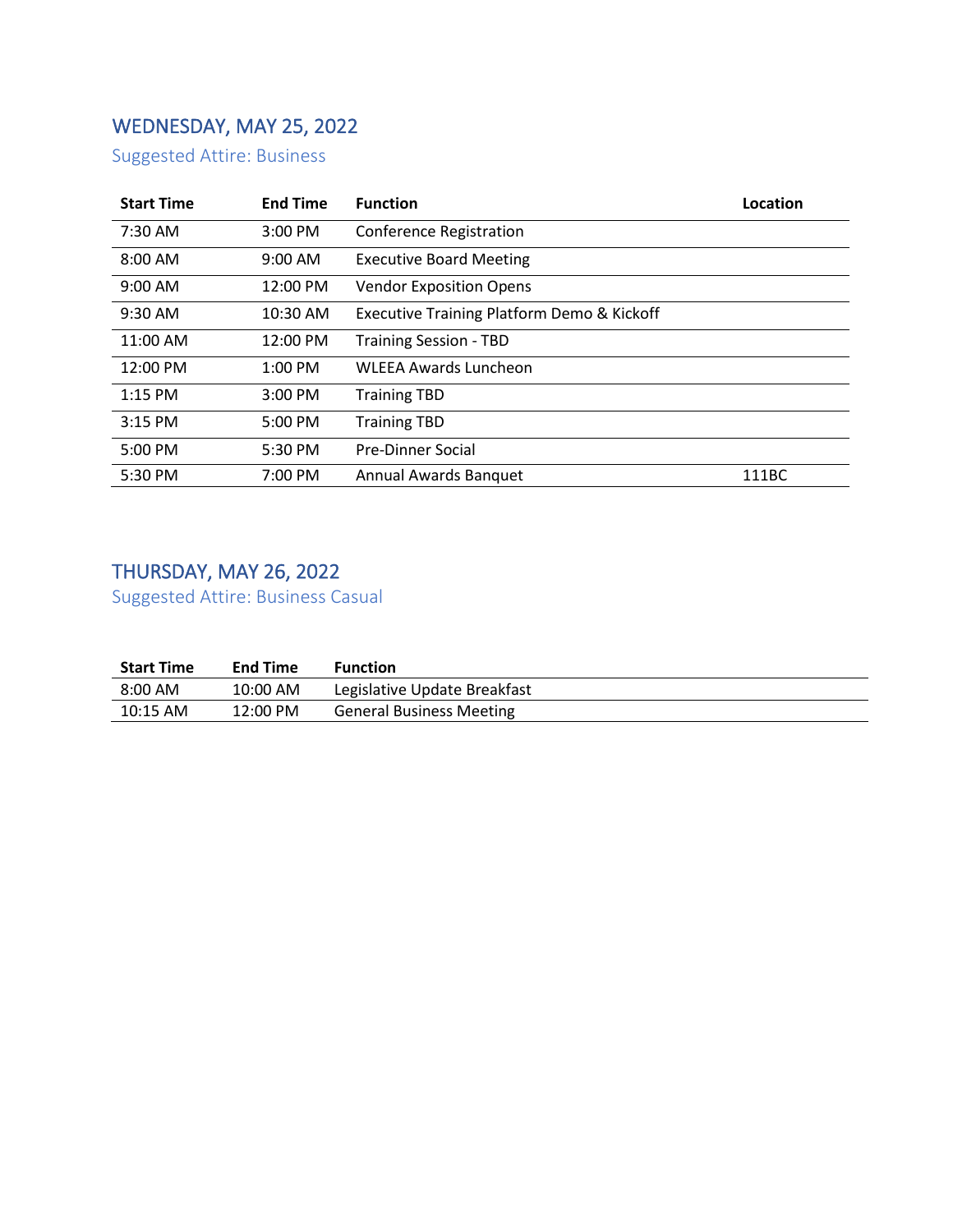## WEDNESDAY, MAY 25, 2022

### Suggested Attire: Business

| Start Time | End Time | Function | Location |
|---|---|---|---|
| 7:30 AM | 3:00 PM | Conference Registration | |
| 8:00 AM | 9:00 AM | Executive Board Meeting | |
| 9:00 AM | 12:00 PM | Vendor Exposition Opens | |
| 9:30 AM | 10:30 AM | Executive Training Platform Demo & Kickoff | |
| 11:00 AM | 12:00 PM | Training Session - TBD | |
| 12:00 PM | 1:00 PM | WLEEA Awards Luncheon | |
| 1:15 PM | 3:00 PM | Training TBD | |
| 3:15 PM | 5:00 PM | Training TBD | |
| 5:00 PM | 5:30 PM | Pre-Dinner Social | |
| 5:30 PM | 7:00 PM | Annual Awards Banquet | 111BC |

## THURSDAY, MAY 26, 2022

### Suggested Attire: Business Casual

| Start Time | End Time | Function |
|---|---|---|
| 8:00 AM | 10:00 AM | Legislative Update Breakfast |
| 10:15 AM | 12:00 PM | General Business Meeting |